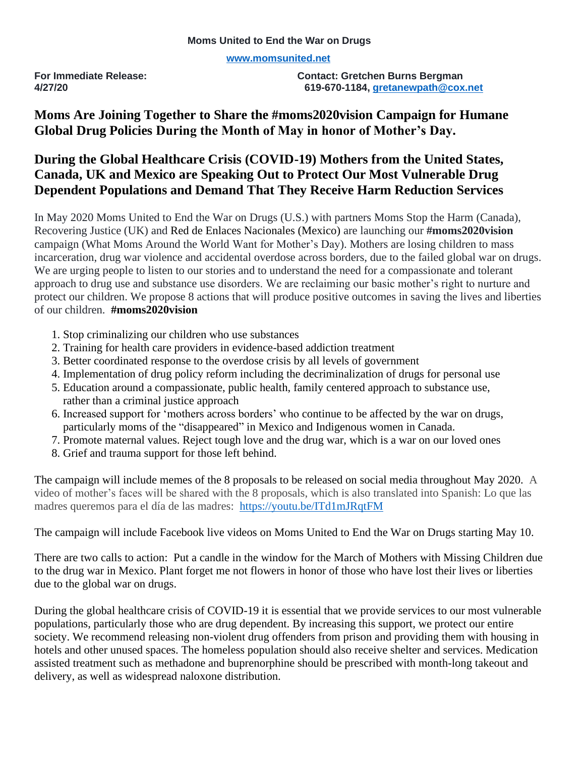**Moms United to End the War on Drugs**

**www.momsunited.net**

**For Immediate Release:**
**4/27/20**

**Contact: Gretchen Burns Bergman**
**619-670-1184, gretanewpath@cox.net**

# Moms Are Joining Together to Share the #moms2020vision Campaign for Humane Global Drug Policies During the Month of May in honor of Mother's Day.

# During the Global Healthcare Crisis (COVID-19) Mothers from the United States, Canada, UK and Mexico are Speaking Out to Protect Our Most Vulnerable Drug Dependent Populations and Demand That They Receive Harm Reduction Services

In May 2020 Moms United to End the War on Drugs (U.S.) with partners Moms Stop the Harm (Canada), Recovering Justice (UK) and Red de Enlaces Nacionales (Mexico) are launching our **#moms2020vision** campaign (What Moms Around the World Want for Mother's Day). Mothers are losing children to mass incarceration, drug war violence and accidental overdose across borders, due to the failed global war on drugs. We are urging people to listen to our stories and to understand the need for a compassionate and tolerant approach to drug use and substance use disorders. We are reclaiming our basic mother's right to nurture and protect our children. We propose 8 actions that will produce positive outcomes in saving the lives and liberties of our children. **#moms2020vision**

1. Stop criminalizing our children who use substances
2. Training for health care providers in evidence-based addiction treatment
3. Better coordinated response to the overdose crisis by all levels of government
4. Implementation of drug policy reform including the decriminalization of drugs for personal use
5. Education around a compassionate, public health, family centered approach to substance use, rather than a criminal justice approach
6. Increased support for 'mothers across borders' who continue to be affected by the war on drugs, particularly moms of the "disappeared" in Mexico and Indigenous women in Canada.
7. Promote maternal values. Reject tough love and the drug war, which is a war on our loved ones
8. Grief and trauma support for those left behind.

The campaign will include memes of the 8 proposals to be released on social media throughout May 2020. A video of mother's faces will be shared with the 8 proposals, which is also translated into Spanish: Lo que las madres queremos para el día de las madres: https://youtu.be/ITd1mJRqtFM

The campaign will include Facebook live videos on Moms United to End the War on Drugs starting May 10.

There are two calls to action: Put a candle in the window for the March of Mothers with Missing Children due to the drug war in Mexico. Plant forget me not flowers in honor of those who have lost their lives or liberties due to the global war on drugs.

During the global healthcare crisis of COVID-19 it is essential that we provide services to our most vulnerable populations, particularly those who are drug dependent. By increasing this support, we protect our entire society. We recommend releasing non-violent drug offenders from prison and providing them with housing in hotels and other unused spaces. The homeless population should also receive shelter and services. Medication assisted treatment such as methadone and buprenorphine should be prescribed with month-long takeout and delivery, as well as widespread naloxone distribution.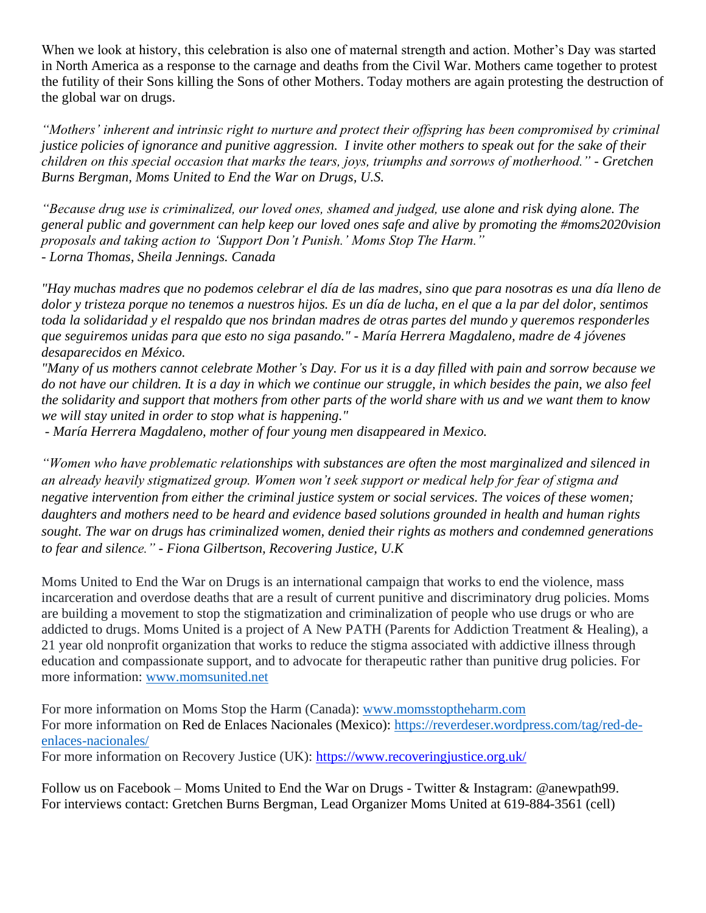When we look at history, this celebration is also one of maternal strength and action. Mother's Day was started in North America as a response to the carnage and deaths from the Civil War. Mothers came together to protest the futility of their Sons killing the Sons of other Mothers. Today mothers are again protesting the destruction of the global war on drugs.

*"Mothers' inherent and intrinsic right to nurture and protect their offspring has been compromised by criminal justice policies of ignorance and punitive aggression. I invite other mothers to speak out for the sake of their children on this special occasion that marks the tears, joys, triumphs and sorrows of motherhood." - Gretchen Burns Bergman, Moms United to End the War on Drugs, U.S.*

*"Because drug use is criminalized, our loved ones, shamed and judged, use alone and risk dying alone. The general public and government can help keep our loved ones safe and alive by promoting the #moms2020vision proposals and taking action to 'Support Don't Punish.' Moms Stop The Harm."*
*- Lorna Thomas, Sheila Jennings. Canada*

*"Hay muchas madres que no podemos celebrar el día de las madres, sino que para nosotras es una día lleno de dolor y tristeza porque no tenemos a nuestros hijos. Es un día de lucha, en el que a la par del dolor, sentimos toda la solidaridad y el respaldo que nos brindan madres de otras partes del mundo y queremos responderles que seguiremos unidas para que esto no siga pasando." - María Herrera Magdaleno, madre de 4 jóvenes desaparecidos en México.*
*"Many of us mothers cannot celebrate Mother's Day. For us it is a day filled with pain and sorrow because we do not have our children. It is a day in which we continue our struggle, in which besides the pain, we also feel the solidarity and support that mothers from other parts of the world share with us and we want them to know we will stay united in order to stop what is happening."*
*- María Herrera Magdaleno, mother of four young men disappeared in Mexico.*

*"Women who have problematic relationships with substances are often the most marginalized and silenced in an already heavily stigmatized group. Women won't seek support or medical help for fear of stigma and negative intervention from either the criminal justice system or social services. The voices of these women; daughters and mothers need to be heard and evidence based solutions grounded in health and human rights sought. The war on drugs has criminalized women, denied their rights as mothers and condemned generations to fear and silence." - Fiona Gilbertson, Recovering Justice, U.K*

Moms United to End the War on Drugs is an international campaign that works to end the violence, mass incarceration and overdose deaths that are a result of current punitive and discriminatory drug policies. Moms are building a movement to stop the stigmatization and criminalization of people who use drugs or who are addicted to drugs. Moms United is a project of A New PATH (Parents for Addiction Treatment & Healing), a 21 year old nonprofit organization that works to reduce the stigma associated with addictive illness through education and compassionate support, and to advocate for therapeutic rather than punitive drug policies. For more information: [www.momsunited.net](http://www.momsunited.net)

For more information on Moms Stop the Harm (Canada): [www.momsstoptheharm.com](http://www.momsstoptheharm.com)
For more information on Red de Enlaces Nacionales (Mexico): [https://reverdeser.wordpress.com/tag/red-de-enlaces-nacionales/](https://reverdeser.wordpress.com/tag/red-de-enlaces-nacionales/)
For more information on Recovery Justice (UK): [https://www.recoveringjustice.org.uk/](https://www.recoveringjustice.org.uk/)

Follow us on Facebook – Moms United to End the War on Drugs - Twitter & Instagram: @anewpath99.
For interviews contact: Gretchen Burns Bergman, Lead Organizer Moms United at 619-884-3561 (cell)